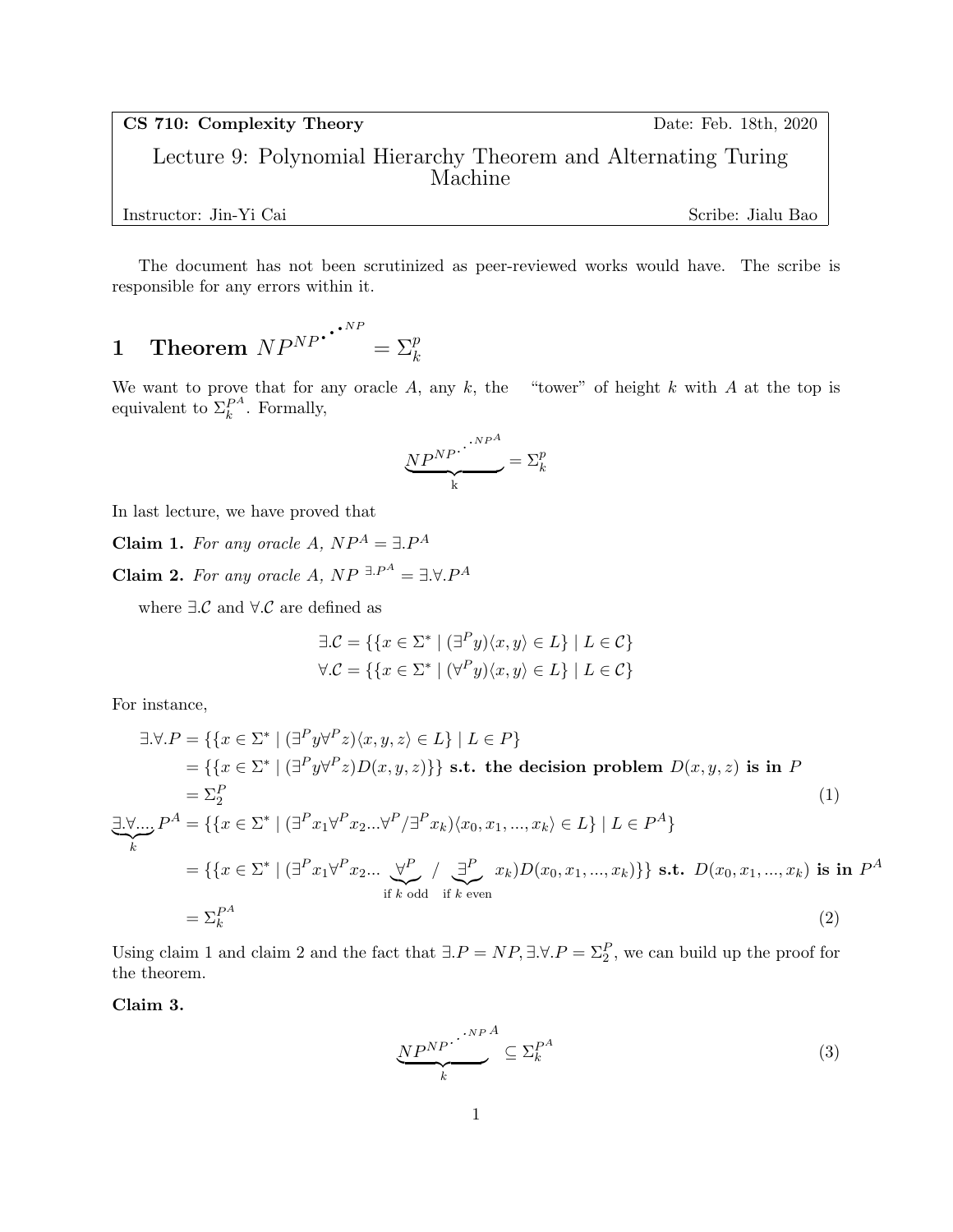**CS 710: Complexity Theory** Date: Feb. 18th, 2020

Lecture 9: Polynomial Hierarchy Theorem and Alternating Turing Machine

Instructor: Jin-Yi Cai Scribe: Jialu Bao

The document has not been scrutinized as peer-reviewed works would have. The scribe is responsible for any errors within it.

# 1 Theorem $NP^{NP^{\cdot^{\cdot^{\cdot^{NP}}}}} = \Sigma_k^p$

We want to prove that for any oracle $A$, any $k$, the "tower" of height $k$ with $A$ at the top is equivalent to $\Sigma_k^{P^A}$. Formally,

$$\underbrace{NP^{NP^{\cdot^{\cdot^{\cdot^{NP^A}}}}}}_{\text{k}} = \Sigma_k^p$$

In last lecture, we have proved that

**Claim 1.** *For any oracle $A$, $NP^A = \exists.P^A$*

**Claim 2.** *For any oracle $A$, $NP^{\ \exists.P^A} = \exists.\forall.P^A$*

where $\exists.\mathcal{C}$ and $\forall.\mathcal{C}$ are defined as

$$\exists.\mathcal{C} = \{\{x \in \Sigma^* \mid (\exists^P y)\langle x, y\rangle \in L\} \mid L \in \mathcal{C}\}$$
$$\forall.\mathcal{C} = \{\{x \in \Sigma^* \mid (\forall^P y)\langle x, y\rangle \in L\} \mid L \in \mathcal{C}\}$$

For instance,

$$\begin{aligned}
\exists.\forall.P &= \{\{x \in \Sigma^* \mid (\exists^P y \forall^P z)\langle x, y, z\rangle \in L\} \mid L \in P\} \\
&= \{\{x \in \Sigma^* \mid (\exists^P y \forall^P z) D(x, y, z)\}\} \textbf{ s.t. the decision problem } D(x, y, z) \textbf{ is in } P \\
&= \Sigma_2^P \qquad (1) \\
\underbrace{\exists.\forall....}_{k} P^A &= \{\{x \in \Sigma^* \mid (\exists^P x_1 \forall^P x_2 ... \forall^P / \exists^P x_k)\langle x_0, x_1, ..., x_k\rangle \in L\} \mid L \in P^A\} \\
&= \{\{x \in \Sigma^* \mid (\exists^P x_1 \forall^P x_2 ... \underbrace{\forall^P}_{\text{if } k \text{ odd}} \ / \ \underbrace{\exists^P}_{\text{if } k \text{ even}} \ x_k) D(x_0, x_1, ..., x_k)\}\} \textbf{ s.t. } D(x_0, x_1, ..., x_k) \textbf{ is in } P^A \\
&= \Sigma_k^{P^A} \qquad (2)
\end{aligned}$$

Using claim 1 and claim 2 and the fact that $\exists.P = NP, \exists.\forall.P = \Sigma_2^P$, we can build up the proof for the theorem.

**Claim 3.**

$$\underbrace{NP^{NP^{\cdot^{\cdot^{\cdot^{NP^A}}}}}}_{k} \subseteq \Sigma_k^{P^A} \qquad (3)$$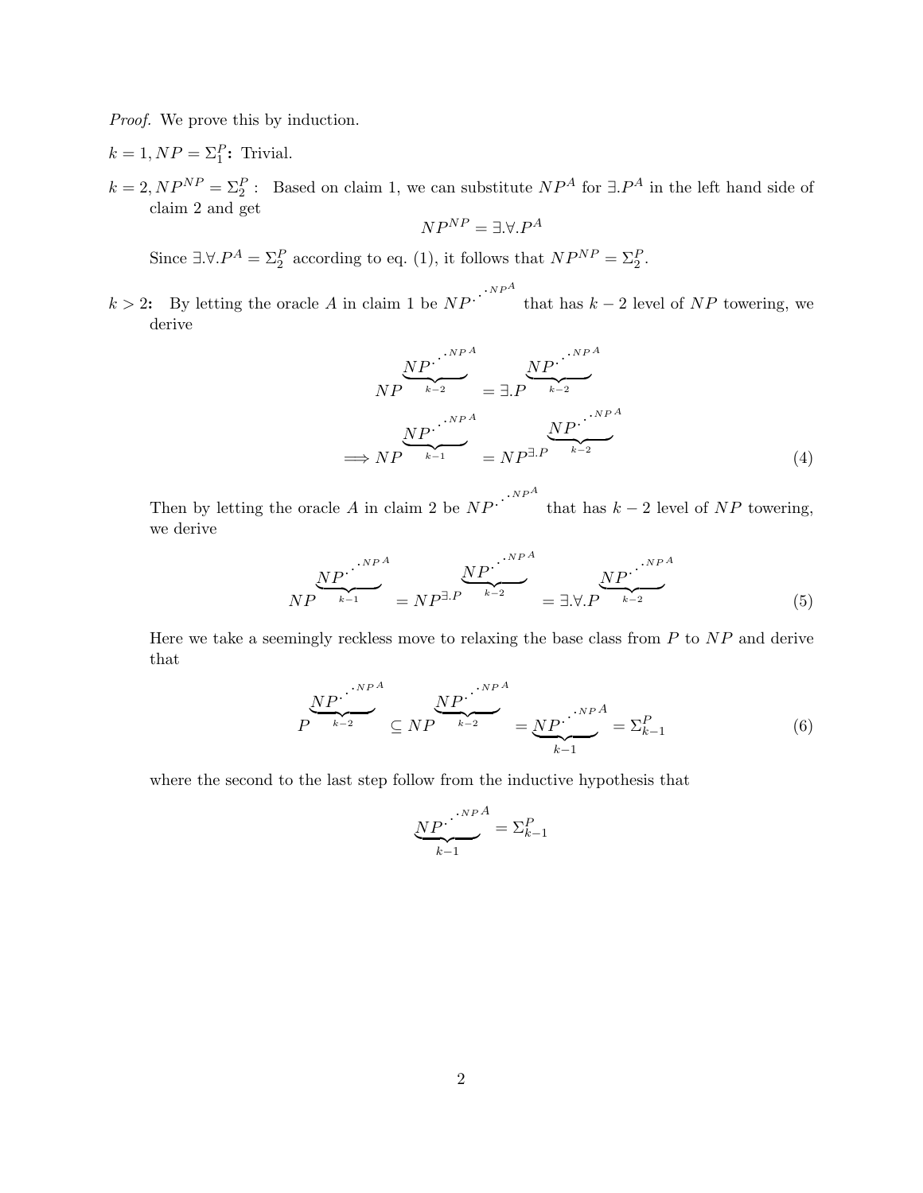*Proof.* We prove this by induction.

**$k = 1, NP = \Sigma_1^P$:** Trivial.

**$k = 2, NP^{NP} = \Sigma_2^P$ :** Based on claim 1, we can substitute $NP^A$ for $\exists.P^A$ in the left hand side of claim 2 and get

$$NP^{NP} = \exists.\forall.P^A$$

Since $\exists.\forall.P^A = \Sigma_2^P$ according to eq. (1), it follows that $NP^{NP} = \Sigma_2^P$.

**$k > 2$:** By letting the oracle $A$ in claim 1 be $NP^{\cdot^{\cdot^{\cdot NP^A}}}$ that has $k-2$ level of $NP$ towering, we derive

$$NP^{\overbrace{NP^{\cdot^{\cdot^{\cdot NP^A}}}}^{}_{k-2}} = \exists.P^{\overbrace{NP^{\cdot^{\cdot^{\cdot NP^A}}}}^{}_{k-2}}$$

$$\implies NP^{\overbrace{NP^{\cdot^{\cdot^{\cdot NP^A}}}}^{}_{k-1}} = NP^{\exists.P^{\overbrace{NP^{\cdot^{\cdot^{\cdot NP^A}}}}^{}_{k-2}}} \tag{4}$$

Then by letting the oracle $A$ in claim 2 be $NP^{\cdot^{\cdot^{\cdot NP^A}}}$ that has $k-2$ level of $NP$ towering, we derive

$$NP^{\overbrace{NP^{\cdot^{\cdot^{\cdot NP^A}}}}^{}_{k-1}} = NP^{\exists.P^{\overbrace{NP^{\cdot^{\cdot^{\cdot NP^A}}}}^{}_{k-2}}} = \exists.\forall.P^{\overbrace{NP^{\cdot^{\cdot^{\cdot NP^A}}}}^{}_{k-2}} \tag{5}$$

Here we take a seemingly reckless move to relaxing the base class from $P$ to $NP$ and derive that

$$P^{\overbrace{NP^{\cdot^{\cdot^{\cdot NP^A}}}}^{}_{k-2}} \subseteq NP^{\overbrace{NP^{\cdot^{\cdot^{\cdot NP^A}}}}^{}_{k-2}} = \underbrace{NP^{\cdot^{\cdot^{\cdot NP^A}}}}_{k-1} = \Sigma_{k-1}^P \tag{6}$$

where the second to the last step follow from the inductive hypothesis that

$$\underbrace{NP^{\cdot^{\cdot^{\cdot NP^A}}}}_{k-1} = \Sigma_{k-1}^P$$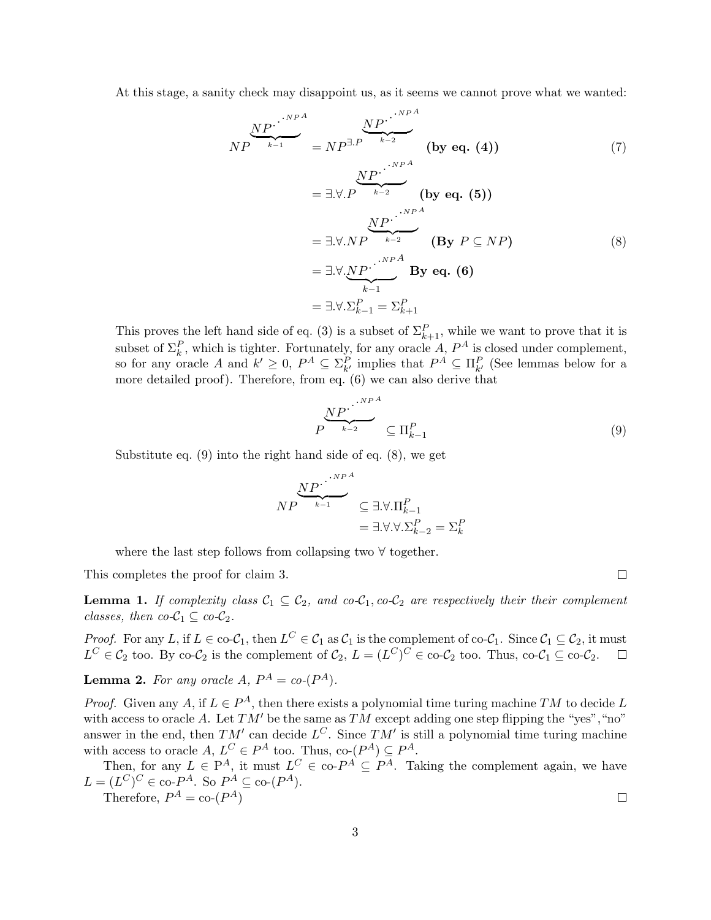At this stage, a sanity check may disappoint us, as it seems we cannot prove what we wanted:

$$
\begin{aligned}
NP^{\overbrace{NP^{\cdot^{\cdot^{\cdot NP^A}}}}^{k-1}} &= NP^{\exists.P^{\overbrace{NP^{\cdot^{\cdot^{\cdot NP^A}}}}^{k-2}}} \quad \textbf{(by eq. (4))} & (7)\\
&= \exists.\forall.P^{\overbrace{NP^{\cdot^{\cdot^{\cdot NP^A}}}}^{k-2}} \quad \textbf{(by eq. (5))} \\
&= \exists.\forall.NP^{\overbrace{NP^{\cdot^{\cdot^{\cdot NP^A}}}}^{k-2}} \quad \textbf{(By } P \subseteq NP\textbf{)} & (8)\\
&= \exists.\forall.\underbrace{NP^{\cdot^{\cdot^{\cdot NP^A}}}}_{k-1} \quad \textbf{By eq. (6)} \\
&= \exists.\forall.\Sigma_{k-1}^P = \Sigma_{k+1}^P
\end{aligned}
$$

This proves the left hand side of eq. (3) is a subset of $\Sigma_{k+1}^P$, while we want to prove that it is subset of $\Sigma_k^P$, which is tighter. Fortunately, for any oracle $A$, $P^A$ is closed under complement, so for any oracle $A$ and $k' \geq 0$, $P^A \subseteq \Sigma_{k'}^P$ implies that $P^A \subseteq \Pi_{k'}^P$ (See lemmas below for a more detailed proof). Therefore, from eq. (6) we can also derive that

$$
P^{\overbrace{NP^{\cdot^{\cdot^{\cdot NP^A}}}}^{k-2}} \subseteq \Pi_{k-1}^P \tag{9}
$$

Substitute eq. (9) into the right hand side of eq. (8), we get

$$
\begin{aligned}
NP^{\overbrace{NP^{\cdot^{\cdot^{\cdot NP^A}}}}^{k-1}} &\subseteq \exists.\forall.\Pi_{k-1}^P \\
&= \exists.\forall.\forall.\Sigma_{k-2}^P = \Sigma_k^P
\end{aligned}
$$

where the last step follows from collapsing two $\forall$ together.

This completes the proof for claim 3. □

**Lemma 1.** *If complexity class $\mathcal{C}_1 \subseteq \mathcal{C}_2$, and co-$\mathcal{C}_1$, co-$\mathcal{C}_2$ are respectively their their complement classes, then co-$\mathcal{C}_1 \subseteq$ co-$\mathcal{C}_2$.*

*Proof.* For any $L$, if $L \in$ co-$\mathcal{C}_1$, then $L^C \in \mathcal{C}_1$ as $\mathcal{C}_1$ is the complement of co-$\mathcal{C}_1$. Since $\mathcal{C}_1 \subseteq \mathcal{C}_2$, it must $L^C \in \mathcal{C}_2$ too. By co-$\mathcal{C}_2$ is the complement of $\mathcal{C}_2$, $L = (L^C)^C \in$ co-$\mathcal{C}_2$ too. Thus, co-$\mathcal{C}_1 \subseteq$ co-$\mathcal{C}_2$. □

**Lemma 2.** *For any oracle $A$, $P^A =$ co-$(P^A)$.*

*Proof.* Given any $A$, if $L \in P^A$, then there exists a polynomial time turing machine $TM$ to decide $L$ with access to oracle $A$. Let $TM'$ be the same as $TM$ except adding one step flipping the "yes","no" answer in the end, then $TM'$ can decide $L^C$. Since $TM'$ is still a polynomial time turing machine with access to oracle $A$, $L^C \in P^A$ too. Thus, co-$(P^A) \subseteq P^A$.

Then, for any $L \in$ P$^A$, it must $L^C \in$ co-$P^A \subseteq P^A$. Taking the complement again, we have $L = (L^C)^C \in$ co-$P^A$. So $P^A \subseteq$ co-$(P^A)$.

Therefore, $P^A =$ co-$(P^A)$ □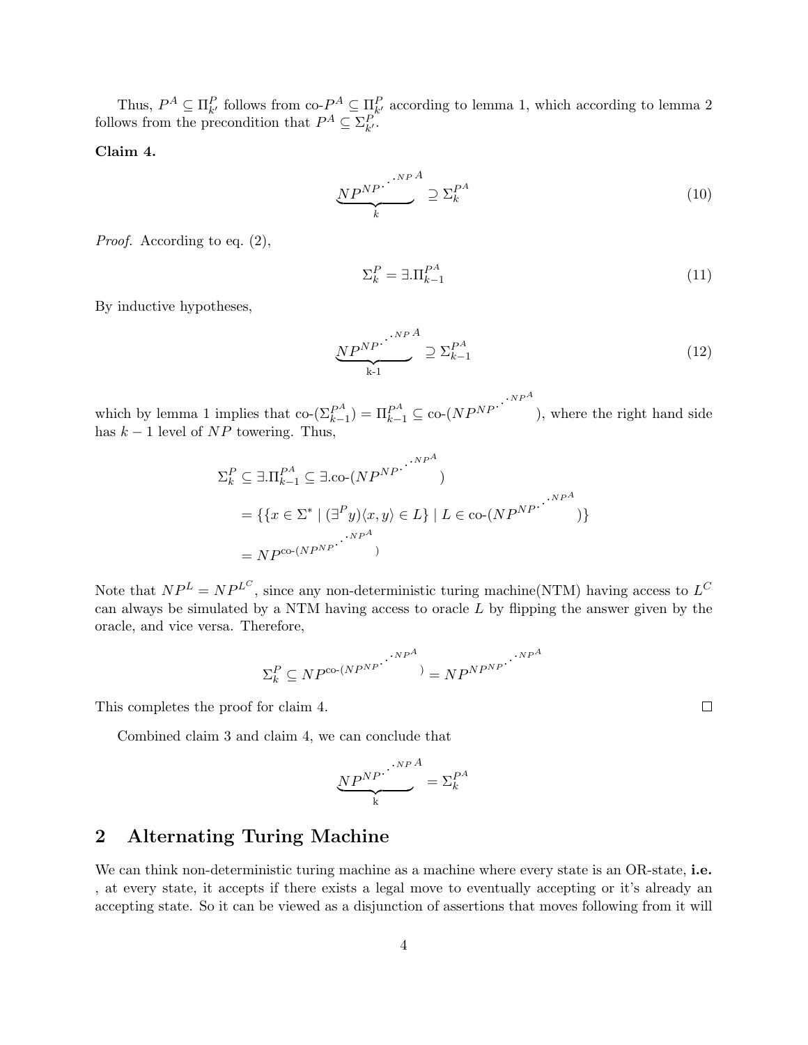Thus, $P^A \subseteq \Pi^P_{k'}$ follows from co-$P^A \subseteq \Pi^P_{k'}$ according to lemma 1, which according to lemma 2 follows from the precondition that $P^A \subseteq \Sigma^P_{k'}$.

**Claim 4.**

$$\underbrace{NP^{NP^{\cdot^{\cdot^{\cdot NP^A}}}}}_{k} \supseteq \Sigma^{P^A}_k \tag{10}$$

*Proof.* According to eq. (2),

$$\Sigma^P_k = \exists.\Pi^{P^A}_{k-1} \tag{11}$$

By inductive hypotheses,

$$\underbrace{NP^{NP^{\cdot^{\cdot^{\cdot NP^A}}}}}_{\text{k-1}} \supseteq \Sigma^{P^A}_{k-1} \tag{12}$$

which by lemma 1 implies that co-$(\Sigma^{P^A}_{k-1}) = \Pi^{P^A}_{k-1} \subseteq$ co-$(NP^{NP^{\cdot^{\cdot^{\cdot NP^A}}}})$, where the right hand side has $k-1$ level of $NP$ towering. Thus,

$$\begin{aligned}
\Sigma^P_k &\subseteq \exists.\Pi^{P^A}_{k-1} \subseteq \exists.\text{co-}(NP^{NP^{\cdot^{\cdot^{\cdot NP^A}}}}) \\
&= \{\{x \in \Sigma^* \mid (\exists^P y)\langle x, y\rangle \in L\} \mid L \in \text{co-}(NP^{NP^{\cdot^{\cdot^{\cdot NP^A}}}})\} \\
&= NP^{\text{co-}(NP^{NP^{\cdot^{\cdot^{\cdot NP^A}}}})}
\end{aligned}$$

Note that $NP^L = NP^{L^C}$, since any non-deterministic turing machine(NTM) having access to $L^C$ can always be simulated by a NTM having access to oracle $L$ by flipping the answer given by the oracle, and vice versa. Therefore,

$$\Sigma^P_k \subseteq NP^{\text{co-}(NP^{NP^{\cdot^{\cdot^{\cdot NP^A}}}})} = NP^{NP^{NP^{\cdot^{\cdot^{\cdot NP^A}}}}}$$

This completes the proof for claim 4. $\square$

Combined claim 3 and claim 4, we can conclude that

$$\underbrace{NP^{NP^{\cdot^{\cdot^{\cdot NP^A}}}}}_{\text{k}} = \Sigma^{P^A}_k$$

## 2 Alternating Turing Machine

We can think non-deterministic turing machine as a machine where every state is an OR-state, **i.e.** , at every state, it accepts if there exists a legal move to eventually accepting or it's already an accepting state. So it can be viewed as a disjunction of assertions that moves following from it will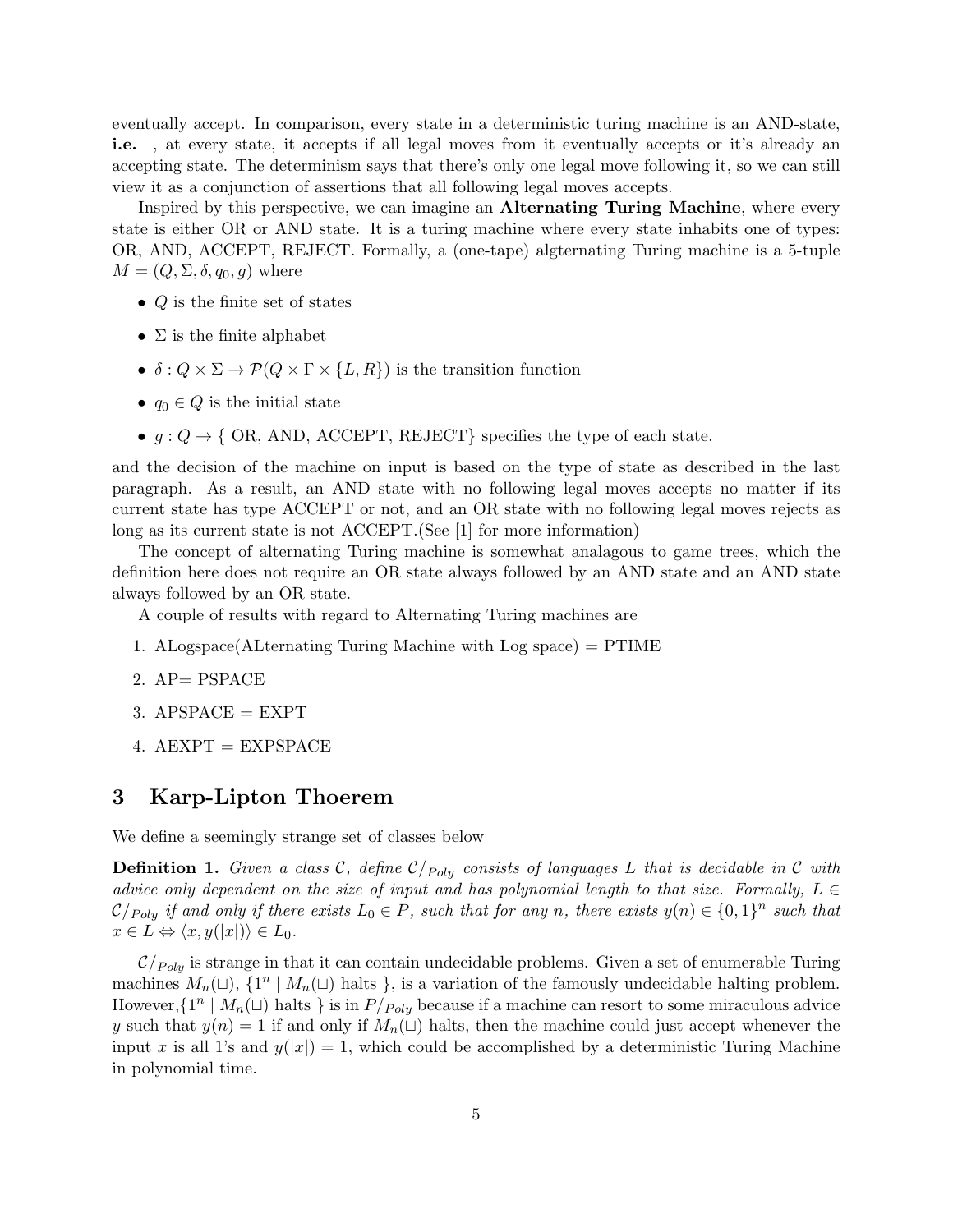eventually accept. In comparison, every state in a deterministic turing machine is an AND-state, **i.e.** , at every state, it accepts if all legal moves from it eventually accepts or it's already an accepting state. The determinism says that there's only one legal move following it, so we can still view it as a conjunction of assertions that all following legal moves accepts.

Inspired by this perspective, we can imagine an **Alternating Turing Machine**, where every state is either OR or AND state. It is a turing machine where every state inhabits one of types: OR, AND, ACCEPT, REJECT. Formally, a (one-tape) algternating Turing machine is a 5-tuple $M = (Q, \Sigma, \delta, q_0, g)$ where

- $Q$ is the finite set of states
- $\Sigma$ is the finite alphabet
- $\delta : Q \times \Sigma \to \mathcal{P}(Q \times \Gamma \times \{L, R\})$ is the transition function
- $q_0 \in Q$ is the initial state
- $g : Q \to \{$ OR, AND, ACCEPT, REJECT$\}$ specifies the type of each state.

and the decision of the machine on input is based on the type of state as described in the last paragraph. As a result, an AND state with no following legal moves accepts no matter if its current state has type ACCEPT or not, and an OR state with no following legal moves rejects as long as its current state is not ACCEPT.(See [1] for more information)

The concept of alternating Turing machine is somewhat analagous to game trees, which the definition here does not require an OR state always followed by an AND state and an AND state always followed by an OR state.

A couple of results with regard to Alternating Turing machines are

1. ALogspace(ALternating Turing Machine with Log space) = PTIME
2. AP= PSPACE
3. APSPACE = EXPT
4. AEXPT = EXPSPACE

## 3 Karp-Lipton Thoerem

We define a seemingly strange set of classes below

**Definition 1.** *Given a class $\mathcal{C}$, define $\mathcal{C}/_{Poly}$ consists of languages $L$ that is decidable in $\mathcal{C}$ with advice only dependent on the size of input and has polynomial length to that size. Formally, $L \in \mathcal{C}/_{Poly}$ if and only if there exists $L_0 \in P$, such that for any $n$, there exists $y(n) \in \{0,1\}^n$ such that $x \in L \Leftrightarrow \langle x, y(|x|)\rangle \in L_0$.*

$\mathcal{C}/_{Poly}$ is strange in that it can contain undecidable problems. Given a set of enumerable Turing machines $M_n(\sqcup)$, $\{1^n \mid M_n(\sqcup)$ halts $\}$, is a variation of the famously undecidable halting problem. However,$\{1^n \mid M_n(\sqcup)$ halts $\}$ is in $P/_{Poly}$ because if a machine can resort to some miraculous advice $y$ such that $y(n) = 1$ if and only if $M_n(\sqcup)$ halts, then the machine could just accept whenever the input $x$ is all 1's and $y(|x|) = 1$, which could be accomplished by a deterministic Turing Machine in polynomial time.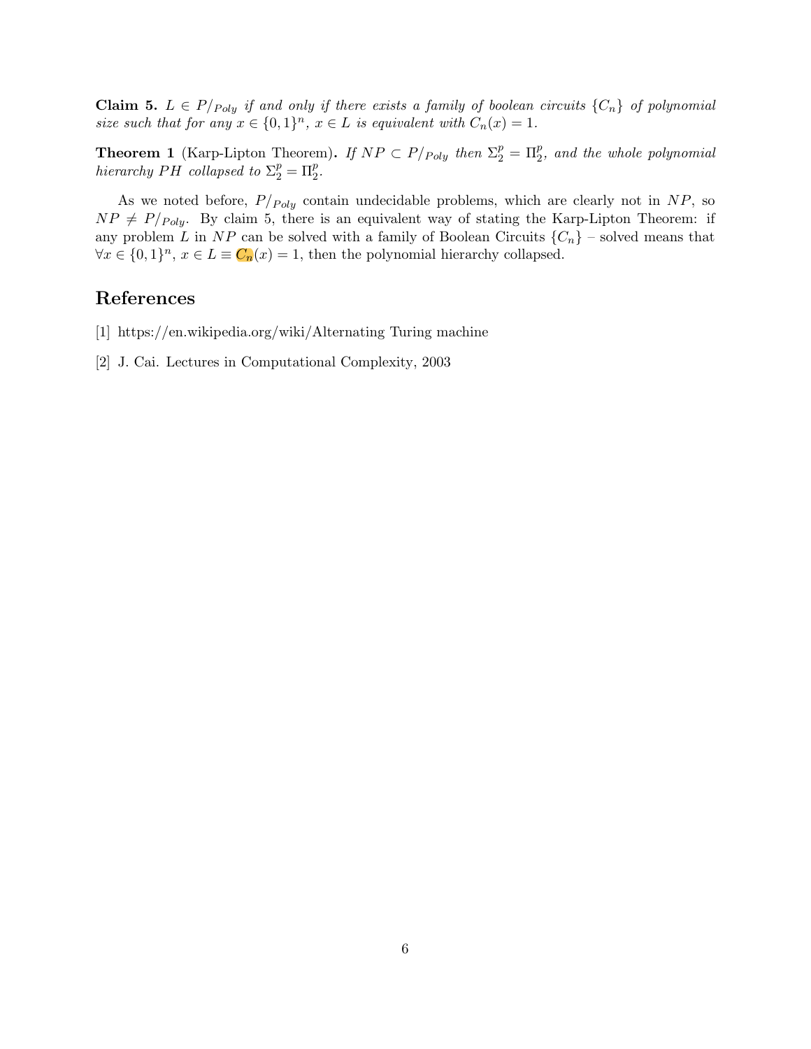**Claim 5.** *$L \in P/_{Poly}$ if and only if there exists a family of boolean circuits $\{C_n\}$ of polynomial size such that for any $x \in \{0,1\}^n$, $x \in L$ is equivalent with $C_n(x) = 1$.*

**Theorem 1** (Karp-Lipton Theorem)**.** *If $NP \subset P/_{Poly}$ then $\Sigma_2^p = \Pi_2^p$, and the whole polynomial hierarchy $PH$ collapsed to $\Sigma_2^p = \Pi_2^p$.*

As we noted before, $P/_{Poly}$ contain undecidable problems, which are clearly not in $NP$, so $NP \neq P/_{Poly}$. By claim 5, there is an equivalent way of stating the Karp-Lipton Theorem: if any problem $L$ in $NP$ can be solved with a family of Boolean Circuits $\{C_n\}$ – solved means that $\forall x \in \{0,1\}^n$, $x \in L \equiv C_n(x) = 1$, then the polynomial hierarchy collapsed.

## References

[1] https://en.wikipedia.org/wiki/Alternating Turing machine

[2] J. Cai. Lectures in Computational Complexity, 2003